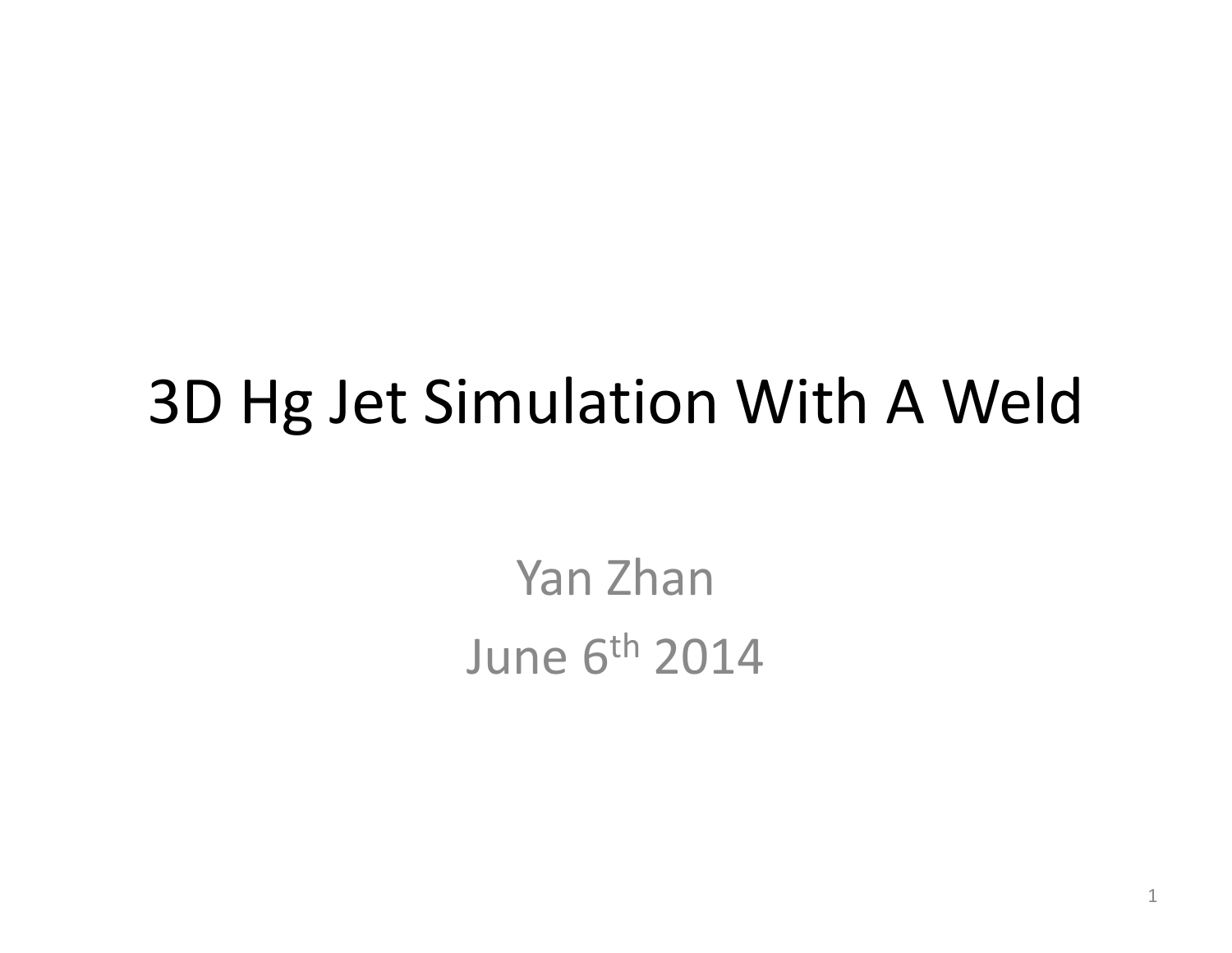# 3D Hg Jet Simulation With A Weld

Yan Zhan

June 6th 2014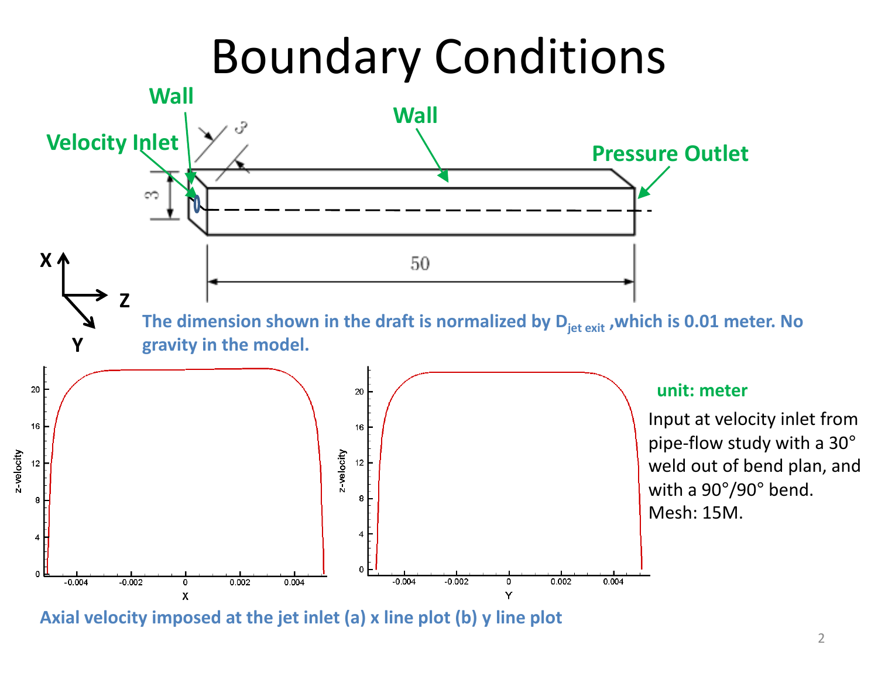# Boundary Conditions

Wall

Wall

Velocity Inlet

Pressure Outlet

The dimension shown in the draft is normalized by $D_{jet\ exit}$, which is 0.01 meter. No gravity in the model.

Axial velocity imposed at the jet inlet (a) x line plot (b) y line plot

**unit: meter**

Input at velocity inlet from pipe-flow study with a 30° weld out of bend plan, and with a 90°/90° bend.
Mesh: 15M.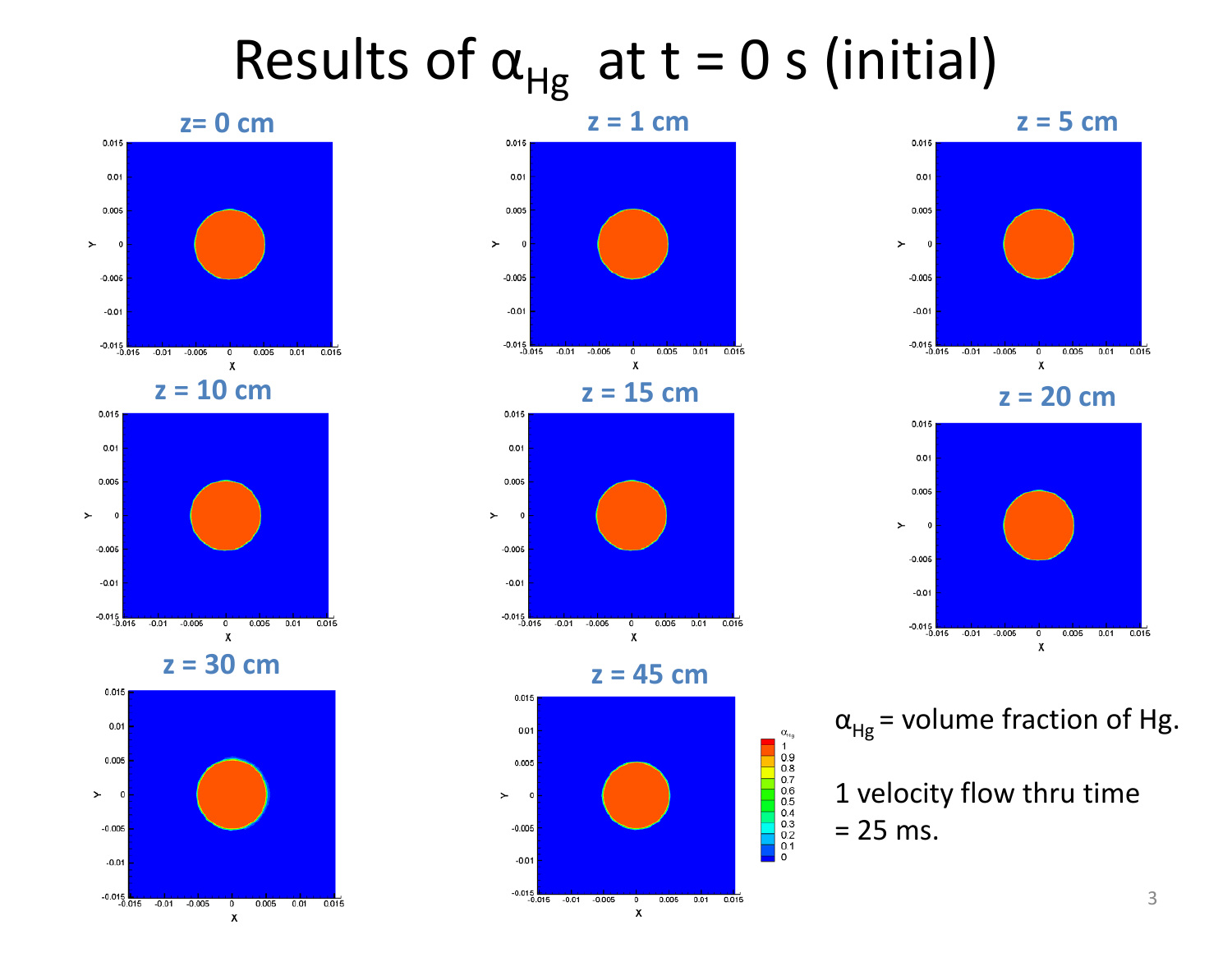# Results of $\alpha_{Hg}$ at t = 0 s (initial)

z= 0 cm

z = 1 cm

z = 5 cm

z = 10 cm

z = 15 cm

z = 20 cm

z = 30 cm

z = 45 cm

$\alpha_{Hg}$ = volume fraction of Hg.

1 velocity flow thru time = 25 ms.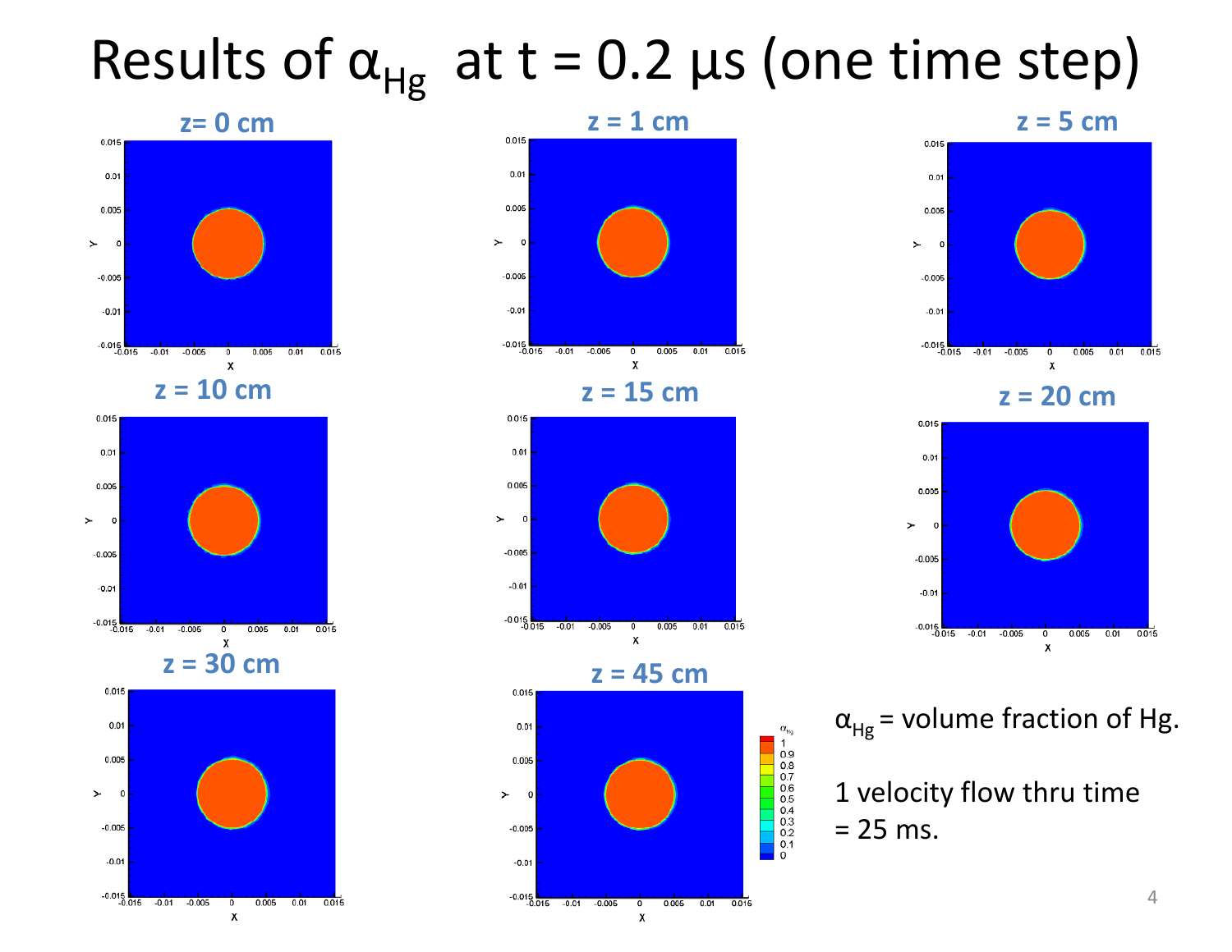# Results of $\alpha_{Hg}$ at t = 0.2 μs (one time step)

**z= 0 cm**

**z = 1 cm**

**z = 5 cm**

**z = 10 cm**

**z = 15 cm**

**z = 20 cm**

**z = 30 cm**

**z = 45 cm**

$\alpha_{Hg}$ = volume fraction of Hg.

1 velocity flow thru time = 25 ms.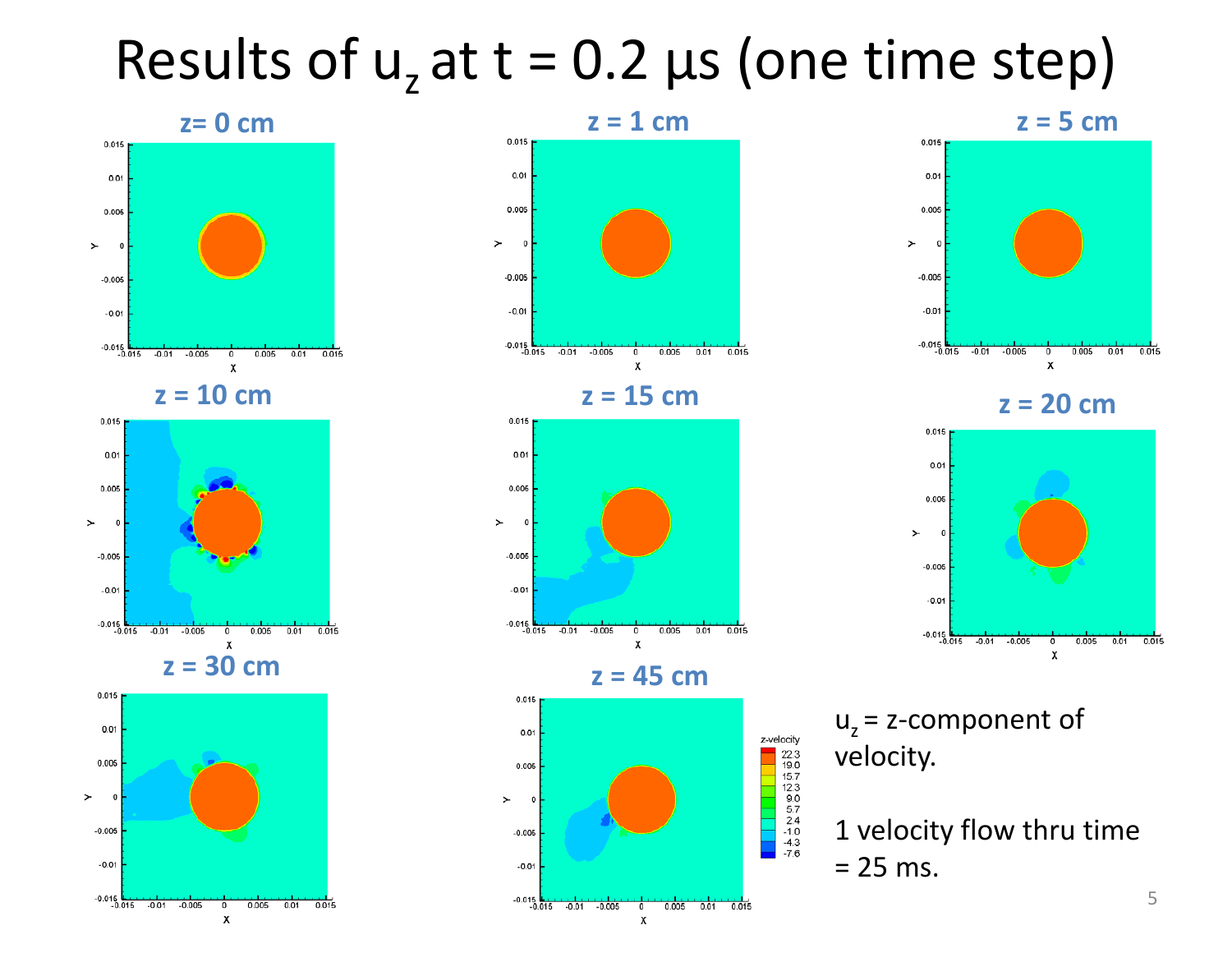# Results of $u_z$ at t = 0.2 μs (one time step)

**z= 0 cm**

**z = 1 cm**

**z = 5 cm**

**z = 10 cm**

**z = 15 cm**

**z = 20 cm**

**z = 30 cm**

**z = 45 cm**

$u_z$ = z-component of velocity.

1 velocity flow thru time = 25 ms.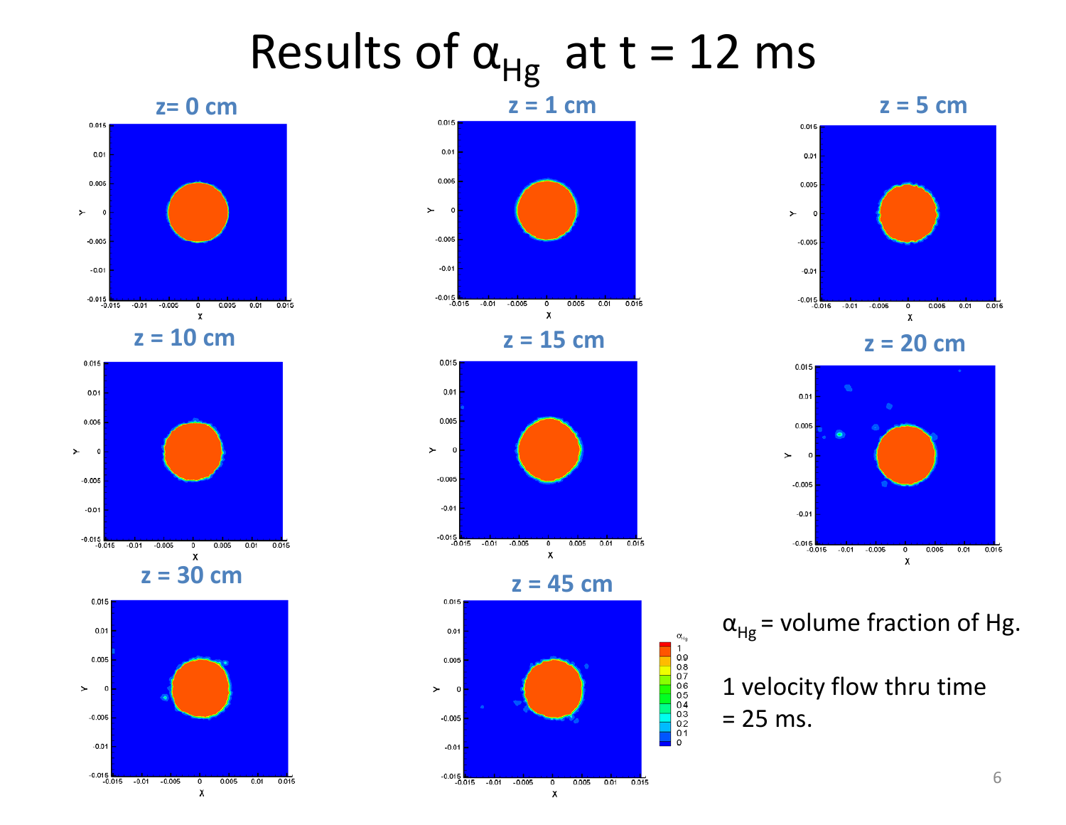# Results of $\alpha_{Hg}$ at t = 12 ms

**z= 0 cm**

**z = 1 cm**

**z = 5 cm**

**z = 10 cm**

**z = 15 cm**

**z = 20 cm**

**z = 30 cm**

**z = 45 cm**

$\alpha_{Hg}$ = volume fraction of Hg.

1 velocity flow thru time = 25 ms.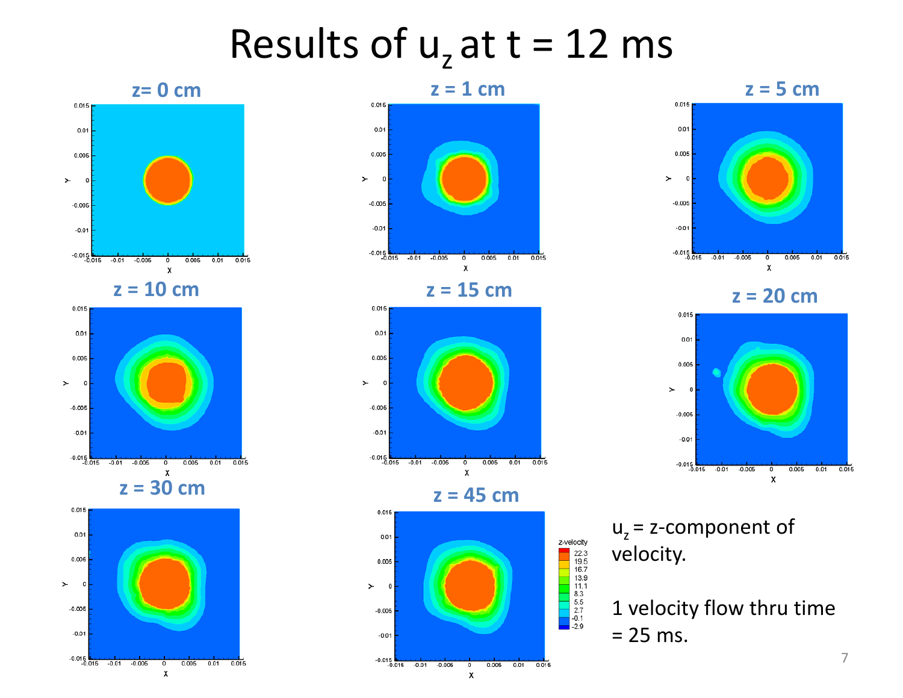# Results of $u_z$ at t = 12 ms

z= 0 cm

z = 1 cm

z = 5 cm

z = 10 cm

z = 15 cm

z = 20 cm

z = 30 cm

z = 45 cm

z-velocity
22.3
19.5
16.7
13.9
11.1
8.3
5.5
2.7
-0.1
-2.9

$u_z$ = z-component of velocity.

1 velocity flow thru time = 25 ms.